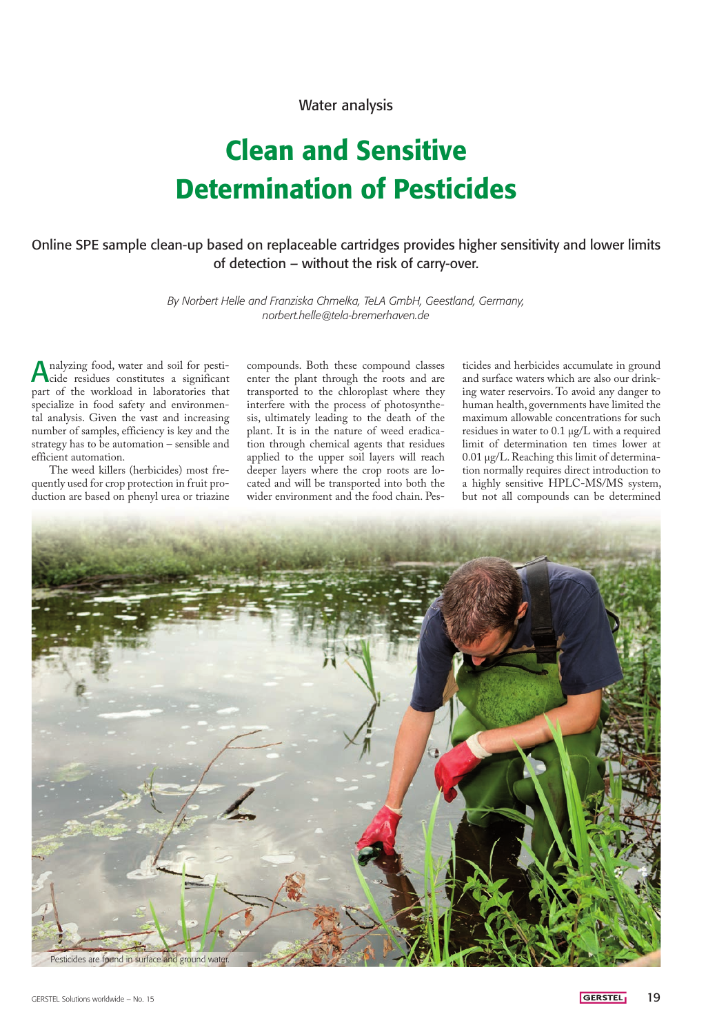Water analysis

# Clean and Sensitive Determination of Pesticides

## Online SPE sample clean-up based on replaceable cartridges provides higher sensitivity and lower limits of detection – without the risk of carry-over.

*By Norbert Helle and Franziska Chmelka, TeLA GmbH, Geestland, Germany, norbert.helle@tela-bremerhaven.de*

Analyzing food, water and soil for pesticide residues constitutes a significant part of the workload in laboratories that specialize in food safety and environmental analysis. Given the vast and increasing number of samples, efficiency is key and the strategy has to be automation – sensible and efficient automation.

The weed killers (herbicides) most frequently used for crop protection in fruit production are based on phenyl urea or triazine compounds. Both these compound classes enter the plant through the roots and are transported to the chloroplast where they interfere with the process of photosynthesis, ultimately leading to the death of the plant. It is in the nature of weed eradication through chemical agents that residues applied to the upper soil layers will reach deeper layers where the crop roots are located and will be transported into both the wider environment and the food chain. Pesticides and herbicides accumulate in ground and surface waters which are also our drinking water reservoirs. To avoid any danger to human health, governments have limited the maximum allowable concentrations for such residues in water to 0.1 µg/L with a required limit of determination ten times lower at 0.01 µg/L. Reaching this limit of determination normally requires direct introduction to a highly sensitive HPLC-MS/MS system, but not all compounds can be determined

Pesticides are found in surface and ground water.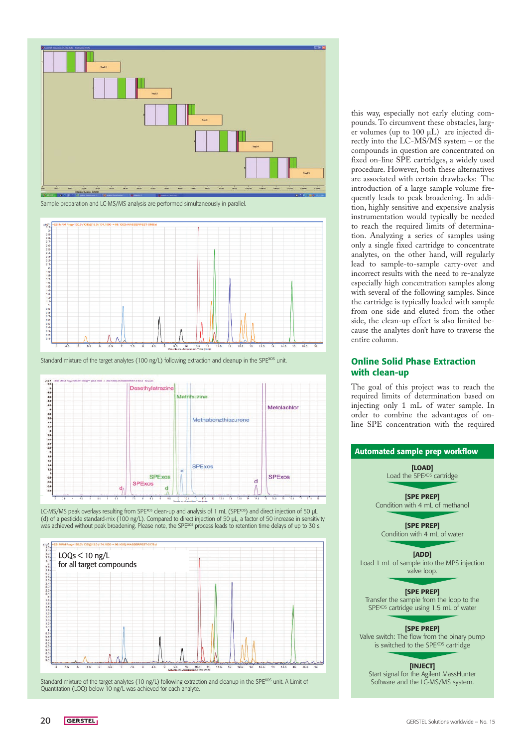Sample preparation and LC-MS/MS analysis are performed simultaneously in parallel.

Standard mixture of the target analytes (100 ng/L) following extraction and cleanup in the SPE[XOS] unit.

LC-MS/MS peak overlays resulting from SPE[XOS] clean-up and analysis of 1 mL (SPE[XOS]) and direct injection of 50 µL (d) of a pesticide standard-mix (100 ng/L). Compared to direct injection of 50 µL, a factor of 50 increase in sensitivity was achieved without peak broadening. Please note, the SPE[XOS] process leads to retention time delays of up to 30 s.

LOQs < 10 ng/L for all target compounds

Standard mixture of the target analytes (10 ng/L) following extraction and cleanup in the SPE[XOS] unit. A Limit of Quantitation (LOQ) below 10 ng/L was achieved for each analyte.

this way, especially not early eluting compounds. To circumvent these obstacles, larger volumes (up to 100 µL) are injected directly into the LC-MS/MS system – or the compounds in question are concentrated on fixed on-line SPE cartridges, a widely used procedure. However, both these alternatives are associated with certain drawbacks: The introduction of a large sample volume frequently leads to peak broadening. In addition, highly sensitive and expensive analysis instrumentation would typically be needed to reach the required limits of determination. Analyzing a series of samples using only a single fixed cartridge to concentrate analytes, on the other hand, will regularly lead to sample-to-sample carry-over and incorrect results with the need to re-analyze especially high concentration samples along with several of the following samples. Since the cartridge is typically loaded with sample from one side and eluted from the other side, the clean-up effect is also limited because the analytes don't have to traverse the entire column.

## Online Solid Phase Extraction with clean-up

The goal of this project was to reach the required limits of determination based on injecting only 1 mL of water sample. In order to combine the advantages of on-line SPE concentration with the required

### Automated sample prep workflow

**[LOAD]**
Load the SPE[XOS] cartridge

**[SPE PREP]**
Condition with 4 mL of methanol

**[SPE PREP]**
Condition with 4 mL of water

**[ADD]**
Load 1 mL of sample into the MPS injection valve loop.

**[SPE PREP]**
Transfer the sample from the loop to the SPE[XOS] cartridge using 1.5 mL of water

**[SPE PREP]**
Valve switch: The flow from the binary pump is switched to the SPE[XOS] cartridge

**[INJECT]**
Start signal for the Agilent MassHunter Software and the LC-MS/MS system.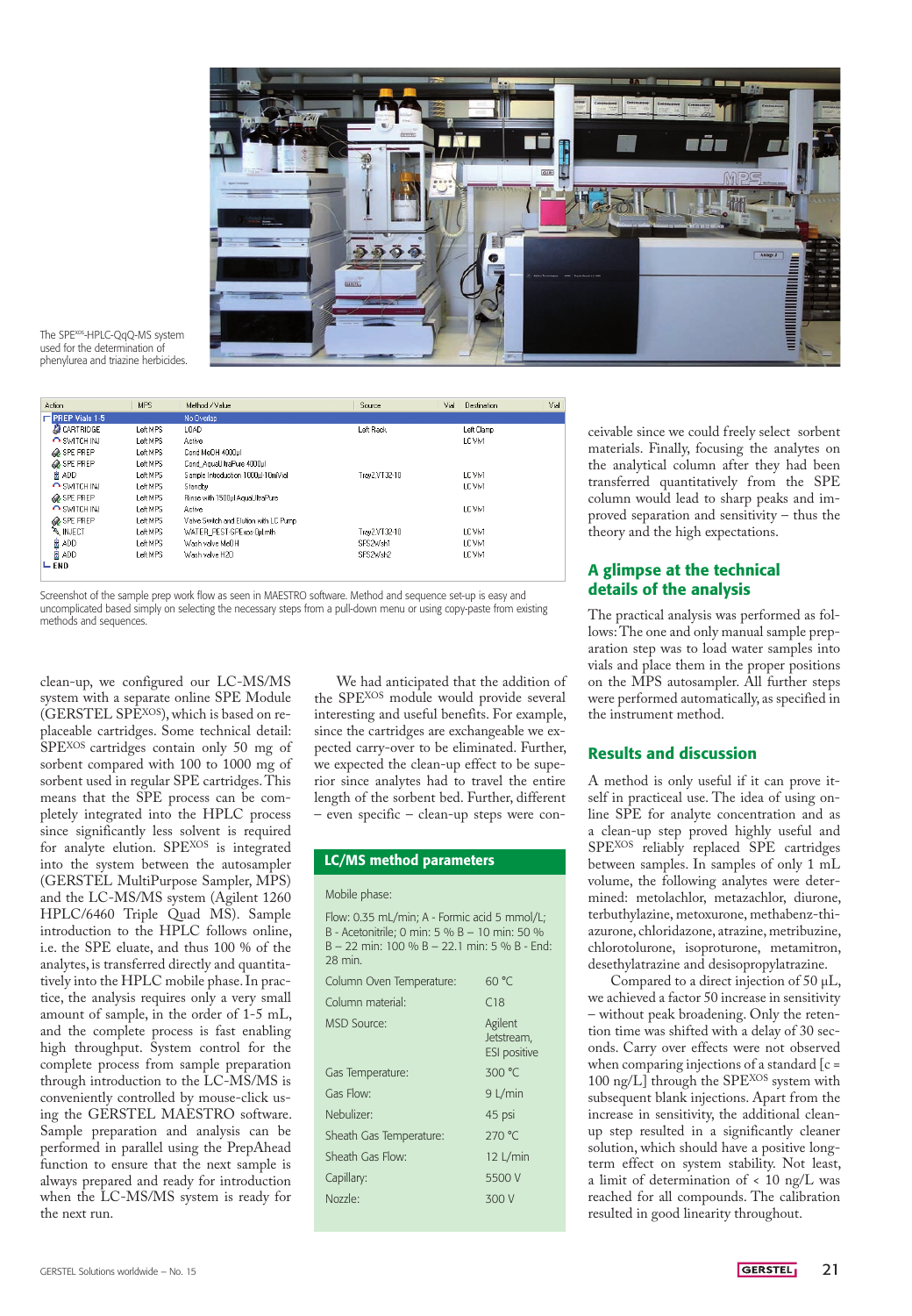The SPE[XOS]-HPLC-QqQ-MS system used for the determination of phenylurea and triazine herbicides.

| Action | MPS | Method / Value | Source | Vial | Destination | Vial |
|---|---|---|---|---|---|---|
| PREP Vials 1-5 | | No Overlap | | | | |
| CARTRIDGE | Left MPS | LOAD | Left Rack | | Left Clamp | |
| SWITCH INJ | Left MPS | Active | | | LC Vlv1 | |
| SPE PREP | Left MPS | Cond MeOH 4000µl | | | | |
| SPE PREP | Left MPS | Cond_AquaUltraPure 4000µl | | | | |
| ADD | Left MPS | Sample Introduction 1000µl 10mlVial | Tray2,VT32-10 | | LC Vlv1 | |
| SWITCH INJ | Left MPS | Standby | | | LC Vlv1 | |
| SPE PREP | Left MPS | Rinse with 1500µl AquaUltraPure | | | | |
| SWITCH INJ | Left MPS | Active | | | LC Vlv1 | |
| SPE PREP | Left MPS | Valve Switch and Elution with LC Pump | | | | |
| INJECT | Left MPS | WATER_PEST-SPExos 0µl.mth | Tray2,VT32-10 | | LC Vlv1 | |
| ADD | Left MPS | Wash valve MeOH | SFS2Wsh1 | | LC Vlv1 | |
| ADD | Left MPS | Wash valve H2O | SFS2Wsh2 | | LC Vlv1 | |
| END | | | | | | |

Screenshot of the sample prep work flow as seen in MAESTRO software. Method and sequence set-up is easy and uncomplicated based simply on selecting the necessary steps from a pull-down menu or using copy-paste from existing methods and sequences.

clean-up, we configured our LC-MS/MS system with a separate online SPE Module (GERSTEL SPE[XOS]), which is based on replaceable cartridges. Some technical detail: SPE[XOS] cartridges contain only 50 mg of sorbent compared with 100 to 1000 mg of sorbent used in regular SPE cartridges. This means that the SPE process can be completely integrated into the HPLC process since significantly less solvent is required for analyte elution. SPE[XOS] is integrated into the system between the autosampler (GERSTEL MultiPurpose Sampler, MPS) and the LC-MS/MS system (Agilent 1260 HPLC/6460 Triple Quad MS). Sample introduction to the HPLC follows online, i.e. the SPE eluate, and thus 100 % of the analytes, is transferred directly and quantitatively into the HPLC mobile phase. In practice, the analysis requires only a very small amount of sample, in the order of 1-5 mL, and the complete process is fast enabling high throughput. System control for the complete process from sample preparation through introduction to the LC-MS/MS is conveniently controlled by mouse-click using the GERSTEL MAESTRO software. Sample preparation and analysis can be performed in parallel using the PrepAhead function to ensure that the next sample is always prepared and ready for introduction when the LC-MS/MS system is ready for the next run.

We had anticipated that the addition of the SPE[XOS] module would provide several interesting and useful benefits. For example, since the cartridges are exchangeable we expected carry-over to be eliminated. Further, we expected the clean-up effect to be superior since analytes had to travel the entire length of the sorbent bed. Further, different – even specific – clean-up steps were conceivable since we could freely select sorbent materials. Finally, focusing the analytes on the analytical column after they had been transferred quantitatively from the SPE column would lead to sharp peaks and improved separation and sensitivity – thus the theory and the high expectations.

### LC/MS method parameters

Mobile phase:

Flow: 0.35 mL/min; A - Formic acid 5 mmol/L; B - Acetonitrile; 0 min: 5 % B – 10 min: 50 % B – 22 min: 100 % B – 22.1 min: 5 % B - End: 28 min.

| | |
|---|---|
| Column Oven Temperature: | 60 °C |
| Column material: | C18 |
| MSD Source: | Agilent Jetstream, ESI positive |
| Gas Temperature: | 300 °C |
| Gas Flow: | 9 L/min |
| Nebulizer: | 45 psi |
| Sheath Gas Temperature: | 270 °C |
| Sheath Gas Flow: | 12 L/min |
| Capillary: | 5500 V |
| Nozzle: | 300 V |

## A glimpse at the technical details of the analysis

The practical analysis was performed as follows: The one and only manual sample preparation step was to load water samples into vials and place them in the proper positions on the MPS autosampler. All further steps were performed automatically, as specified in the instrument method.

## Results and discussion

A method is only useful if it can prove itself in practiceal use. The idea of using online SPE for analyte concentration and as a clean-up step proved highly useful and SPE[XOS] reliably replaced SPE cartridges between samples. In samples of only 1 mL volume, the following analytes were determined: metolachlor, metazachlor, diurone, terbuthylazine, metoxurone, methabenz-thiazurone, chloridazone, atrazine, metribuzine, chlorotolurone, isoproturone, metamitron, desethylatrazine and desisopropylatrazine.

Compared to a direct injection of 50 µL, we achieved a factor 50 increase in sensitivity – without peak broadening. Only the retention time was shifted with a delay of 30 seconds. Carry over effects were not observed when comparing injections of a standard [c = 100 ng/L] through the SPE[XOS] system with subsequent blank injections. Apart from the increase in sensitivity, the additional clean-up step resulted in a significantly cleaner solution, which should have a positive long-term effect on system stability. Not least, a limit of determination of < 10 ng/L was reached for all compounds. The calibration resulted in good linearity throughout.